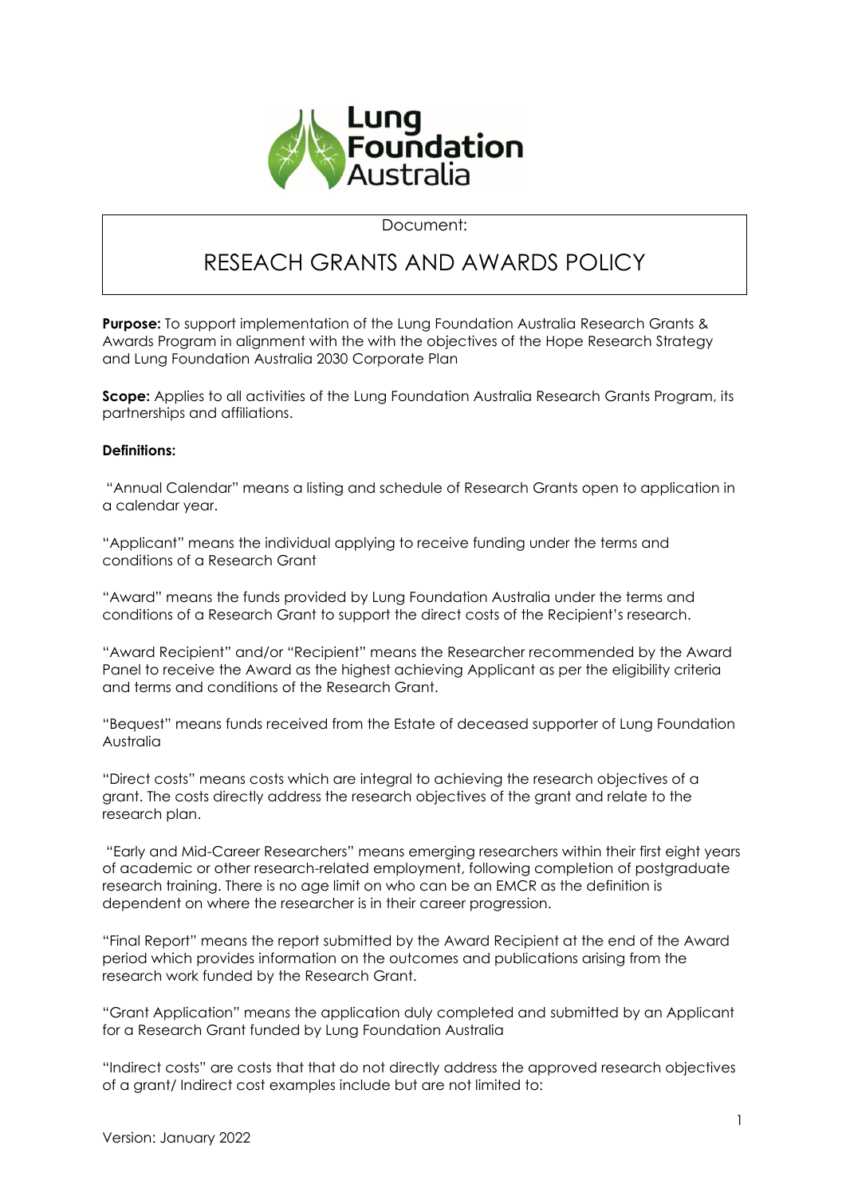Document:

# RESEACH GRANTS AND AWARDS POLICY

**Purpose:** To support implementation of the Lung Foundation Australia Research Grants & Awards Program in alignment with the with the objectives of the Hope Research Strategy and Lung Foundation Australia 2030 Corporate Plan

**Scope:** Applies to all activities of the Lung Foundation Australia Research Grants Program, its partnerships and affiliations.

**Definitions:**

"Annual Calendar" means a listing and schedule of Research Grants open to application in a calendar year.

"Applicant" means the individual applying to receive funding under the terms and conditions of a Research Grant

"Award" means the funds provided by Lung Foundation Australia under the terms and conditions of a Research Grant to support the direct costs of the Recipient's research.

"Award Recipient" and/or "Recipient" means the Researcher recommended by the Award Panel to receive the Award as the highest achieving Applicant as per the eligibility criteria and terms and conditions of the Research Grant.

"Bequest" means funds received from the Estate of deceased supporter of Lung Foundation Australia

"Direct costs" means costs which are integral to achieving the research objectives of a grant. The costs directly address the research objectives of the grant and relate to the research plan.

"Early and Mid-Career Researchers" means emerging researchers within their first eight years of academic or other research-related employment, following completion of postgraduate research training. There is no age limit on who can be an EMCR as the definition is dependent on where the researcher is in their career progression.

"Final Report" means the report submitted by the Award Recipient at the end of the Award period which provides information on the outcomes and publications arising from the research work funded by the Research Grant.

"Grant Application" means the application duly completed and submitted by an Applicant for a Research Grant funded by Lung Foundation Australia

"Indirect costs" are costs that that do not directly address the approved research objectives of a grant/ Indirect cost examples include but are not limited to:

Version: January 2022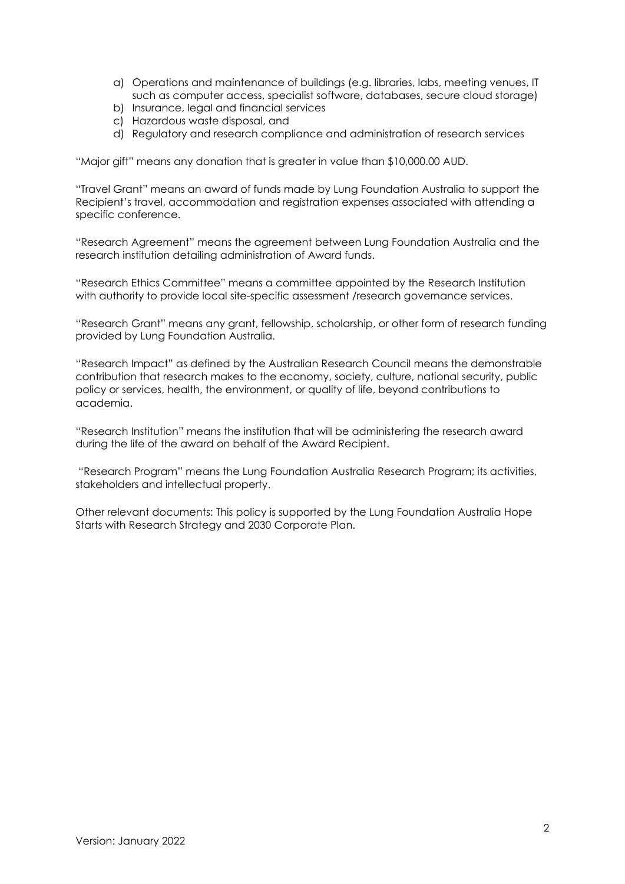a) Operations and maintenance of buildings (e.g. libraries, labs, meeting venues, IT such as computer access, specialist software, databases, secure cloud storage)
b) Insurance, legal and financial services
c) Hazardous waste disposal, and
d) Regulatory and research compliance and administration of research services

"Major gift" means any donation that is greater in value than $10,000.00 AUD.

"Travel Grant" means an award of funds made by Lung Foundation Australia to support the Recipient's travel, accommodation and registration expenses associated with attending a specific conference.

"Research Agreement" means the agreement between Lung Foundation Australia and the research institution detailing administration of Award funds.

"Research Ethics Committee" means a committee appointed by the Research Institution with authority to provide local site-specific assessment /research governance services.

"Research Grant" means any grant, fellowship, scholarship, or other form of research funding provided by Lung Foundation Australia.

"Research Impact" as defined by the Australian Research Council means the demonstrable contribution that research makes to the economy, society, culture, national security, public policy or services, health, the environment, or quality of life, beyond contributions to academia.

"Research Institution" means the institution that will be administering the research award during the life of the award on behalf of the Award Recipient.

"Research Program" means the Lung Foundation Australia Research Program; its activities, stakeholders and intellectual property.

Other relevant documents: This policy is supported by the Lung Foundation Australia Hope Starts with Research Strategy and 2030 Corporate Plan.

Version: January 2022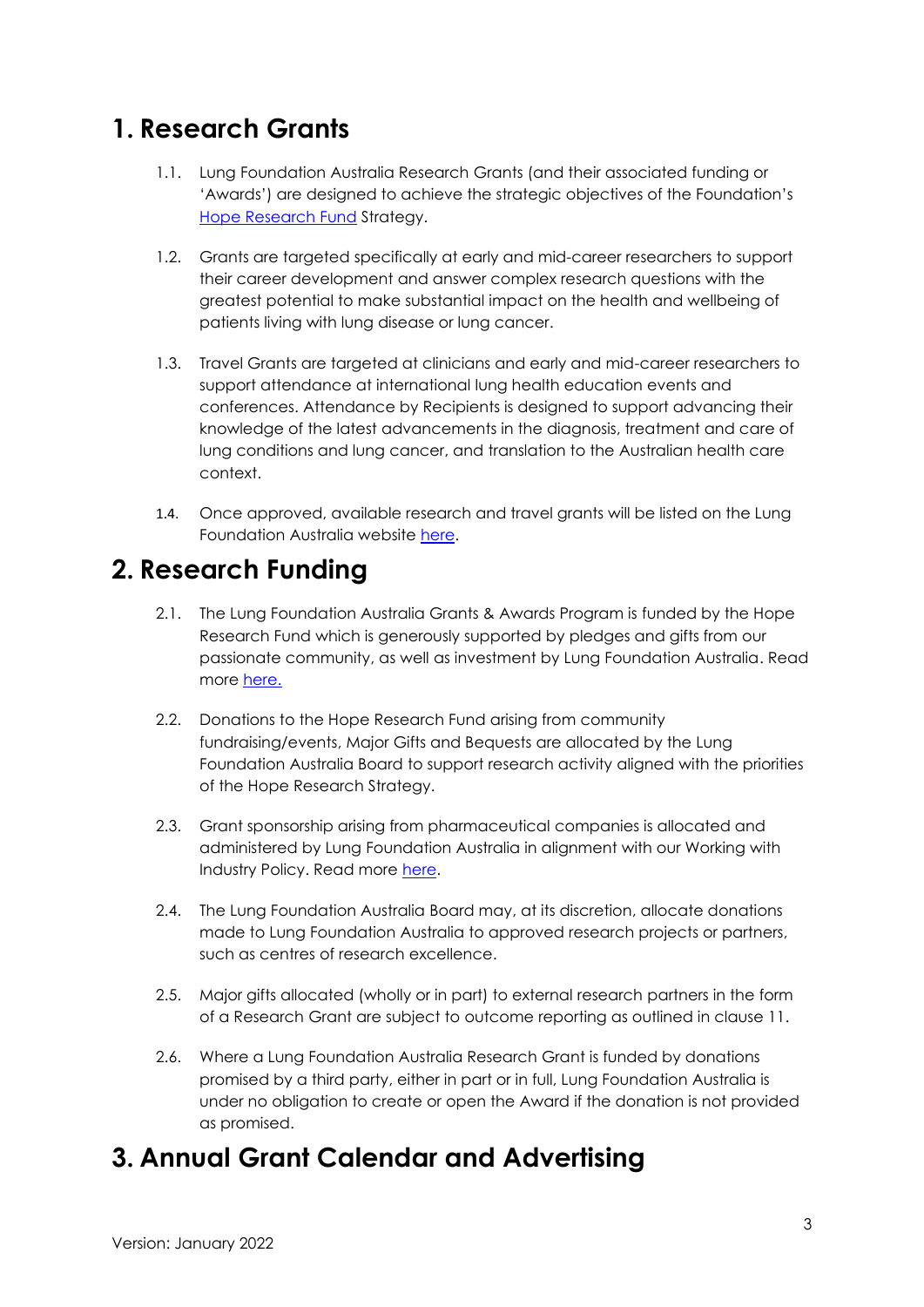## 1. Research Grants

1.1. Lung Foundation Australia Research Grants (and their associated funding or 'Awards') are designed to achieve the strategic objectives of the Foundation's [Hope Research Fund]() Strategy.

1.2. Grants are targeted specifically at early and mid-career researchers to support their career development and answer complex research questions with the greatest potential to make substantial impact on the health and wellbeing of patients living with lung disease or lung cancer.

1.3. Travel Grants are targeted at clinicians and early and mid-career researchers to support attendance at international lung health education events and conferences. Attendance by Recipients is designed to support advancing their knowledge of the latest advancements in the diagnosis, treatment and care of lung conditions and lung cancer, and translation to the Australian health care context.

1.4. Once approved, available research and travel grants will be listed on the Lung Foundation Australia website [here]().

## 2. Research Funding

2.1. The Lung Foundation Australia Grants & Awards Program is funded by the Hope Research Fund which is generously supported by pledges and gifts from our passionate community, as well as investment by Lung Foundation Australia. Read more [here.]()

2.2. Donations to the Hope Research Fund arising from community fundraising/events, Major Gifts and Bequests are allocated by the Lung Foundation Australia Board to support research activity aligned with the priorities of the Hope Research Strategy.

2.3. Grant sponsorship arising from pharmaceutical companies is allocated and administered by Lung Foundation Australia in alignment with our Working with Industry Policy. Read more [here]().

2.4. The Lung Foundation Australia Board may, at its discretion, allocate donations made to Lung Foundation Australia to approved research projects or partners, such as centres of research excellence.

2.5. Major gifts allocated (wholly or in part) to external research partners in the form of a Research Grant are subject to outcome reporting as outlined in clause 11.

2.6. Where a Lung Foundation Australia Research Grant is funded by donations promised by a third party, either in part or in full, Lung Foundation Australia is under no obligation to create or open the Award if the donation is not provided as promised.

## 3. Annual Grant Calendar and Advertising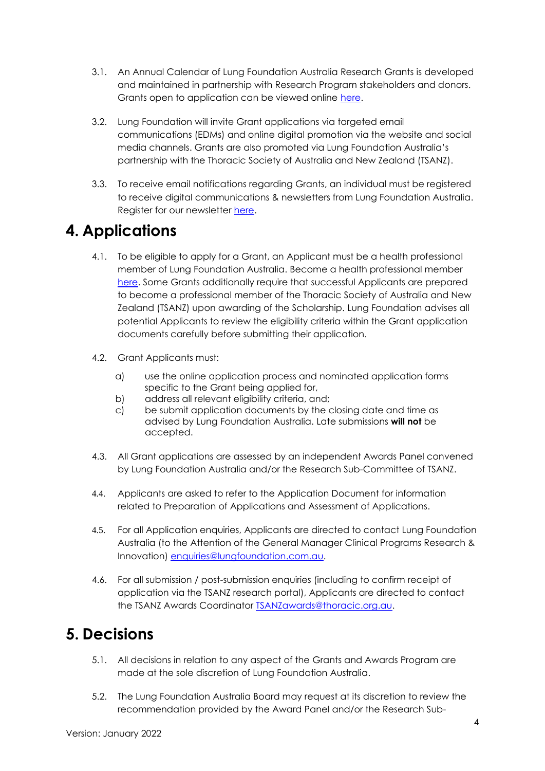3.1. An Annual Calendar of Lung Foundation Australia Research Grants is developed and maintained in partnership with Research Program stakeholders and donors. Grants open to application can be viewed online [here]().

3.2. Lung Foundation will invite Grant applications via targeted email communications (EDMs) and online digital promotion via the website and social media channels. Grants are also promoted via Lung Foundation Australia's partnership with the Thoracic Society of Australia and New Zealand (TSANZ).

3.3. To receive email notifications regarding Grants, an individual must be registered to receive digital communications & newsletters from Lung Foundation Australia. Register for our newsletter [here]().

# 4. Applications

4.1. To be eligible to apply for a Grant, an Applicant must be a health professional member of Lung Foundation Australia. Become a health professional member [here](). Some Grants additionally require that successful Applicants are prepared to become a professional member of the Thoracic Society of Australia and New Zealand (TSANZ) upon awarding of the Scholarship. Lung Foundation advises all potential Applicants to review the eligibility criteria within the Grant application documents carefully before submitting their application.

4.2. Grant Applicants must:

a) use the online application process and nominated application forms specific to the Grant being applied for,
b) address all relevant eligibility criteria, and;
c) be submit application documents by the closing date and time as advised by Lung Foundation Australia. Late submissions **will not** be accepted.

4.3. All Grant applications are assessed by an independent Awards Panel convened by Lung Foundation Australia and/or the Research Sub-Committee of TSANZ.

4.4. Applicants are asked to refer to the Application Document for information related to Preparation of Applications and Assessment of Applications.

4.5. For all Application enquiries, Applicants are directed to contact Lung Foundation Australia (to the Attention of the General Manager Clinical Programs Research & Innovation) [enquiries@lungfoundation.com.au](mailto:enquiries@lungfoundation.com.au).

4.6. For all submission / post-submission enquiries (including to confirm receipt of application via the TSANZ research portal), Applicants are directed to contact the TSANZ Awards Coordinator [TSANZawards@thoracic.org.au](mailto:TSANZawards@thoracic.org.au).

# 5. Decisions

5.1. All decisions in relation to any aspect of the Grants and Awards Program are made at the sole discretion of Lung Foundation Australia.

5.2. The Lung Foundation Australia Board may request at its discretion to review the recommendation provided by the Award Panel and/or the Research Sub-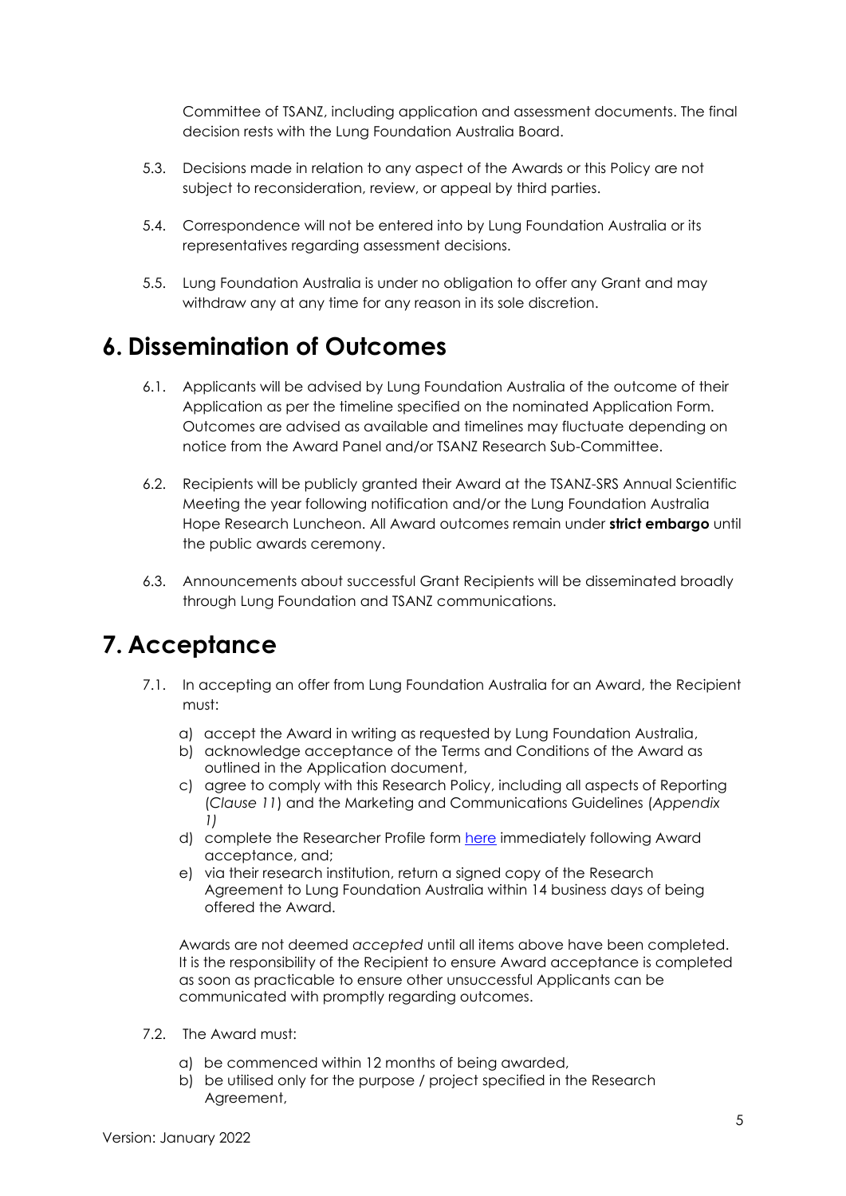Committee of TSANZ, including application and assessment documents. The final decision rests with the Lung Foundation Australia Board.

5.3. Decisions made in relation to any aspect of the Awards or this Policy are not subject to reconsideration, review, or appeal by third parties.

5.4. Correspondence will not be entered into by Lung Foundation Australia or its representatives regarding assessment decisions.

5.5. Lung Foundation Australia is under no obligation to offer any Grant and may withdraw any at any time for any reason in its sole discretion.

# 6. Dissemination of Outcomes

6.1. Applicants will be advised by Lung Foundation Australia of the outcome of their Application as per the timeline specified on the nominated Application Form. Outcomes are advised as available and timelines may fluctuate depending on notice from the Award Panel and/or TSANZ Research Sub-Committee.

6.2. Recipients will be publicly granted their Award at the TSANZ-SRS Annual Scientific Meeting the year following notification and/or the Lung Foundation Australia Hope Research Luncheon. All Award outcomes remain under **strict embargo** until the public awards ceremony.

6.3. Announcements about successful Grant Recipients will be disseminated broadly through Lung Foundation and TSANZ communications.

# 7. Acceptance

7.1. In accepting an offer from Lung Foundation Australia for an Award, the Recipient must:

a) accept the Award in writing as requested by Lung Foundation Australia,
b) acknowledge acceptance of the Terms and Conditions of the Award as outlined in the Application document,
c) agree to comply with this Research Policy, including all aspects of Reporting (*Clause 11*) and the Marketing and Communications Guidelines (*Appendix 1)*
d) complete the Researcher Profile form here immediately following Award acceptance, and;
e) via their research institution, return a signed copy of the Research Agreement to Lung Foundation Australia within 14 business days of being offered the Award.

Awards are not deemed *accepted* until all items above have been completed. It is the responsibility of the Recipient to ensure Award acceptance is completed as soon as practicable to ensure other unsuccessful Applicants can be communicated with promptly regarding outcomes.

7.2. The Award must:

a) be commenced within 12 months of being awarded,
b) be utilised only for the purpose / project specified in the Research Agreement,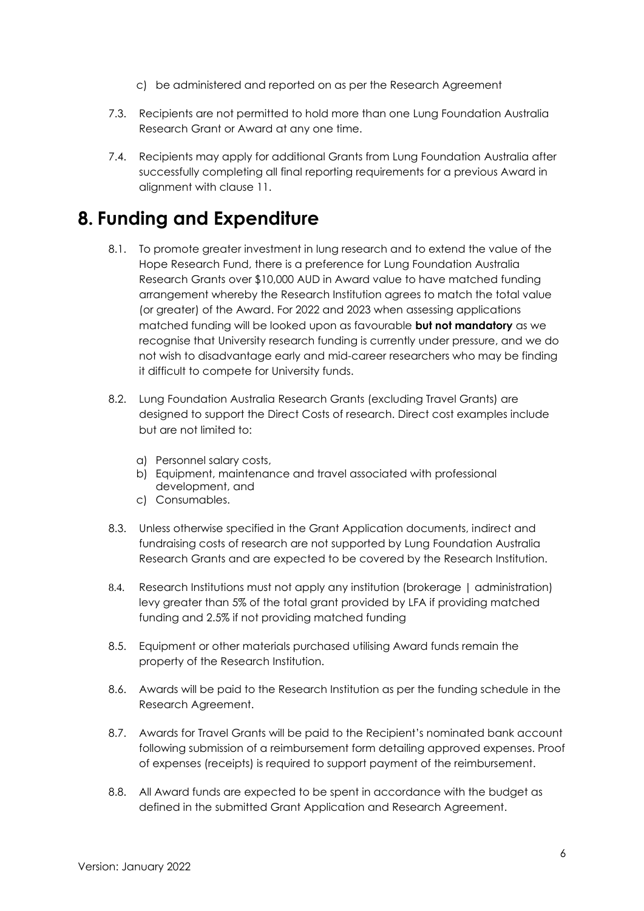c) be administered and reported on as per the Research Agreement

7.3. Recipients are not permitted to hold more than one Lung Foundation Australia Research Grant or Award at any one time.

7.4. Recipients may apply for additional Grants from Lung Foundation Australia after successfully completing all final reporting requirements for a previous Award in alignment with clause 11.

# 8. Funding and Expenditure

8.1. To promote greater investment in lung research and to extend the value of the Hope Research Fund, there is a preference for Lung Foundation Australia Research Grants over $10,000 AUD in Award value to have matched funding arrangement whereby the Research Institution agrees to match the total value (or greater) of the Award. For 2022 and 2023 when assessing applications matched funding will be looked upon as favourable **but not mandatory** as we recognise that University research funding is currently under pressure, and we do not wish to disadvantage early and mid-career researchers who may be finding it difficult to compete for University funds.

8.2. Lung Foundation Australia Research Grants (excluding Travel Grants) are designed to support the Direct Costs of research. Direct cost examples include but are not limited to:

a) Personnel salary costs,
b) Equipment, maintenance and travel associated with professional development, and
c) Consumables.

8.3. Unless otherwise specified in the Grant Application documents, indirect and fundraising costs of research are not supported by Lung Foundation Australia Research Grants and are expected to be covered by the Research Institution.

8.4. Research Institutions must not apply any institution (brokerage | administration) levy greater than 5% of the total grant provided by LFA if providing matched funding and 2.5% if not providing matched funding

8.5. Equipment or other materials purchased utilising Award funds remain the property of the Research Institution.

8.6. Awards will be paid to the Research Institution as per the funding schedule in the Research Agreement.

8.7. Awards for Travel Grants will be paid to the Recipient's nominated bank account following submission of a reimbursement form detailing approved expenses. Proof of expenses (receipts) is required to support payment of the reimbursement.

8.8. All Award funds are expected to be spent in accordance with the budget as defined in the submitted Grant Application and Research Agreement.

Version: January 2022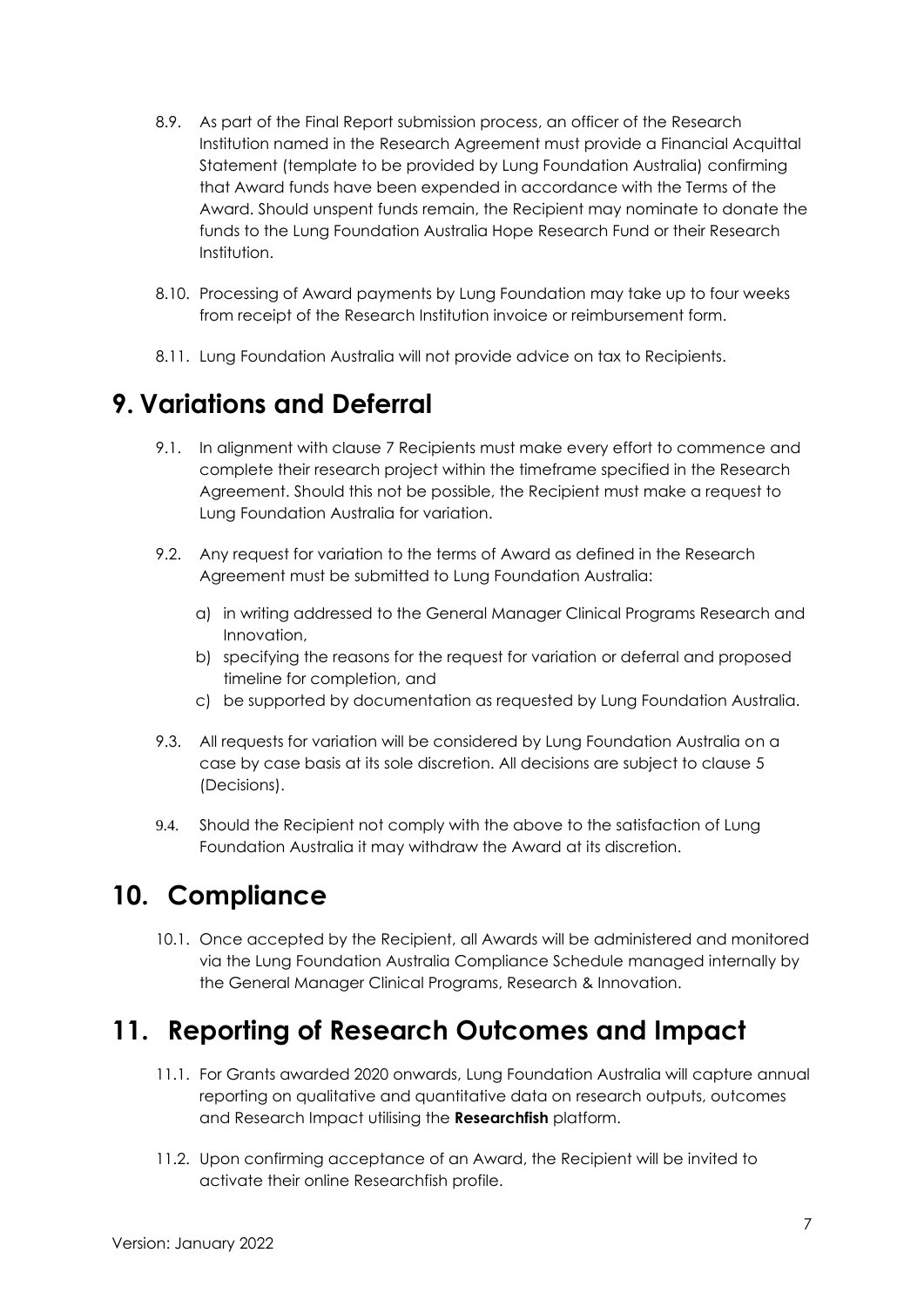8.9. As part of the Final Report submission process, an officer of the Research Institution named in the Research Agreement must provide a Financial Acquittal Statement (template to be provided by Lung Foundation Australia) confirming that Award funds have been expended in accordance with the Terms of the Award. Should unspent funds remain, the Recipient may nominate to donate the funds to the Lung Foundation Australia Hope Research Fund or their Research Institution.

8.10. Processing of Award payments by Lung Foundation may take up to four weeks from receipt of the Research Institution invoice or reimbursement form.

8.11. Lung Foundation Australia will not provide advice on tax to Recipients.

# 9. Variations and Deferral

9.1. In alignment with clause 7 Recipients must make every effort to commence and complete their research project within the timeframe specified in the Research Agreement. Should this not be possible, the Recipient must make a request to Lung Foundation Australia for variation.

9.2. Any request for variation to the terms of Award as defined in the Research Agreement must be submitted to Lung Foundation Australia:

a) in writing addressed to the General Manager Clinical Programs Research and Innovation,
b) specifying the reasons for the request for variation or deferral and proposed timeline for completion, and
c) be supported by documentation as requested by Lung Foundation Australia.

9.3. All requests for variation will be considered by Lung Foundation Australia on a case by case basis at its sole discretion. All decisions are subject to clause 5 (Decisions).

9.4. Should the Recipient not comply with the above to the satisfaction of Lung Foundation Australia it may withdraw the Award at its discretion.

# 10. Compliance

10.1. Once accepted by the Recipient, all Awards will be administered and monitored via the Lung Foundation Australia Compliance Schedule managed internally by the General Manager Clinical Programs, Research & Innovation.

# 11. Reporting of Research Outcomes and Impact

11.1. For Grants awarded 2020 onwards, Lung Foundation Australia will capture annual reporting on qualitative and quantitative data on research outputs, outcomes and Research Impact utilising the **Researchfish** platform.

11.2. Upon confirming acceptance of an Award, the Recipient will be invited to activate their online Researchfish profile.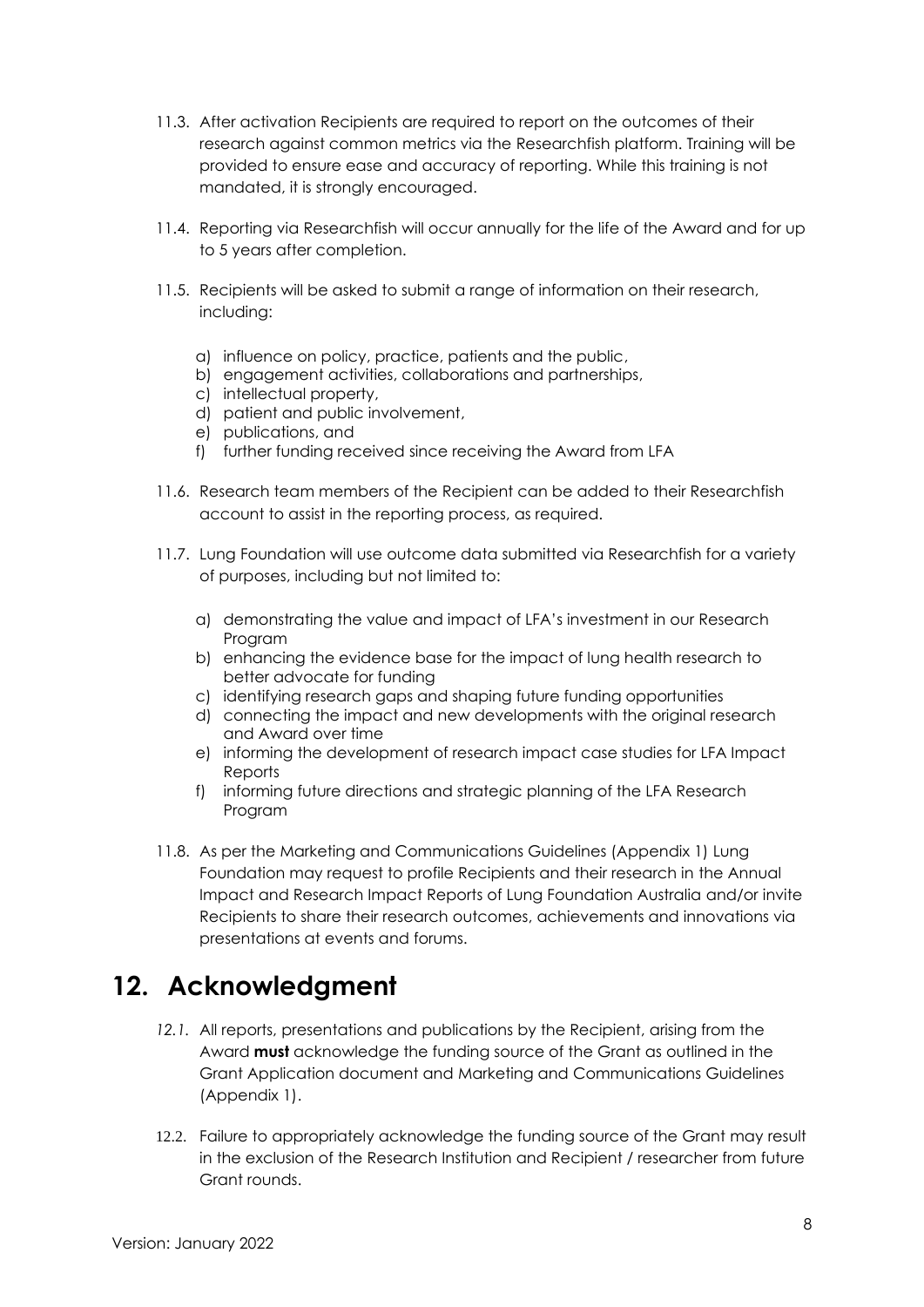11.3. After activation Recipients are required to report on the outcomes of their research against common metrics via the Researchfish platform. Training will be provided to ensure ease and accuracy of reporting. While this training is not mandated, it is strongly encouraged.

11.4. Reporting via Researchfish will occur annually for the life of the Award and for up to 5 years after completion.

11.5. Recipients will be asked to submit a range of information on their research, including:

a) influence on policy, practice, patients and the public,
b) engagement activities, collaborations and partnerships,
c) intellectual property,
d) patient and public involvement,
e) publications, and
f) further funding received since receiving the Award from LFA

11.6. Research team members of the Recipient can be added to their Researchfish account to assist in the reporting process, as required.

11.7. Lung Foundation will use outcome data submitted via Researchfish for a variety of purposes, including but not limited to:

a) demonstrating the value and impact of LFA's investment in our Research Program
b) enhancing the evidence base for the impact of lung health research to better advocate for funding
c) identifying research gaps and shaping future funding opportunities
d) connecting the impact and new developments with the original research and Award over time
e) informing the development of research impact case studies for LFA Impact Reports
f) informing future directions and strategic planning of the LFA Research Program

11.8. As per the Marketing and Communications Guidelines (Appendix 1) Lung Foundation may request to profile Recipients and their research in the Annual Impact and Research Impact Reports of Lung Foundation Australia and/or invite Recipients to share their research outcomes, achievements and innovations via presentations at events and forums.

# 12. Acknowledgment

*12.1.* All reports, presentations and publications by the Recipient, arising from the Award **must** acknowledge the funding source of the Grant as outlined in the Grant Application document and Marketing and Communications Guidelines (Appendix 1).

12.2. Failure to appropriately acknowledge the funding source of the Grant may result in the exclusion of the Research Institution and Recipient / researcher from future Grant rounds.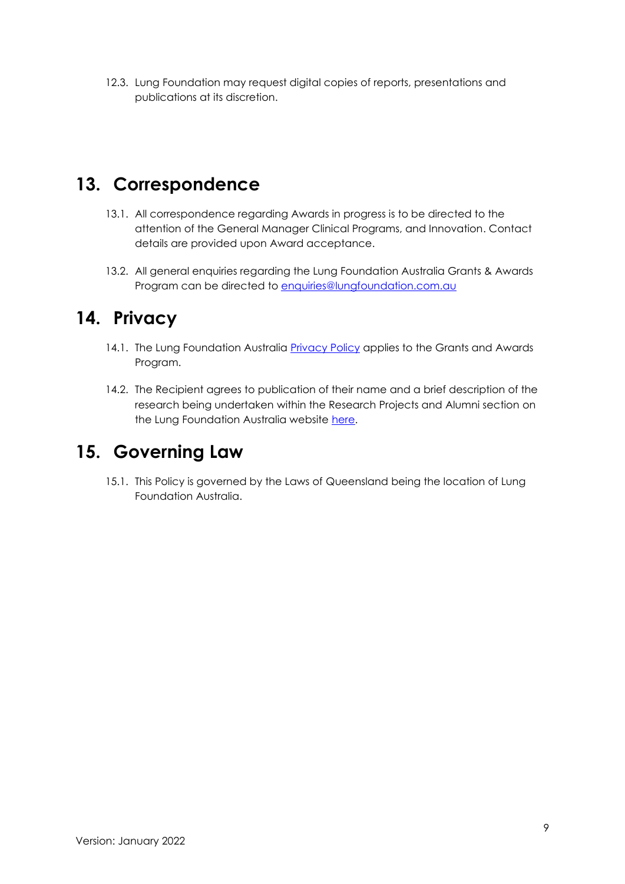12.3. Lung Foundation may request digital copies of reports, presentations and publications at its discretion.

## 13. Correspondence

13.1. All correspondence regarding Awards in progress is to be directed to the attention of the General Manager Clinical Programs, and Innovation. Contact details are provided upon Award acceptance.

13.2. All general enquiries regarding the Lung Foundation Australia Grants & Awards Program can be directed to [enquiries@lungfoundation.com.au](mailto:enquiries@lungfoundation.com.au)

## 14. Privacy

14.1. The Lung Foundation Australia Privacy Policy applies to the Grants and Awards Program.

14.2. The Recipient agrees to publication of their name and a brief description of the research being undertaken within the Research Projects and Alumni section on the Lung Foundation Australia website here.

## 15. Governing Law

15.1. This Policy is governed by the Laws of Queensland being the location of Lung Foundation Australia.

Version: January 2022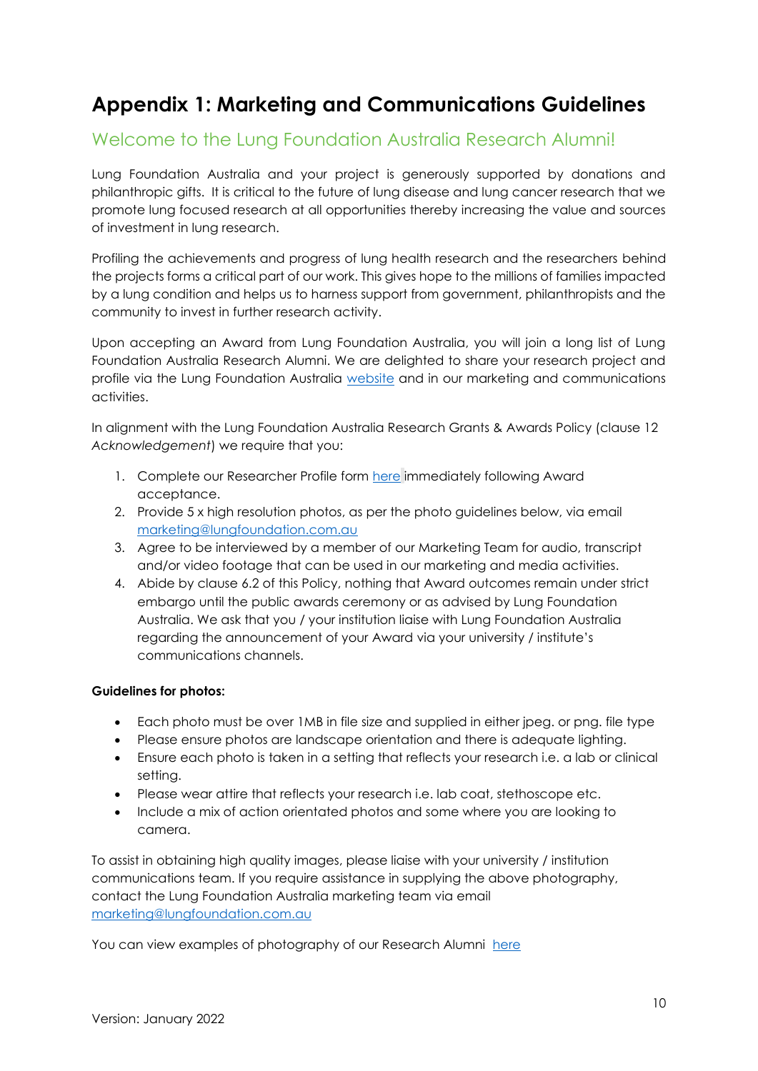# Appendix 1: Marketing and Communications Guidelines

## Welcome to the Lung Foundation Australia Research Alumni!

Lung Foundation Australia and your project is generously supported by donations and philanthropic gifts. It is critical to the future of lung disease and lung cancer research that we promote lung focused research at all opportunities thereby increasing the value and sources of investment in lung research.

Profiling the achievements and progress of lung health research and the researchers behind the projects forms a critical part of our work. This gives hope to the millions of families impacted by a lung condition and helps us to harness support from government, philanthropists and the community to invest in further research activity.

Upon accepting an Award from Lung Foundation Australia, you will join a long list of Lung Foundation Australia Research Alumni. We are delighted to share your research project and profile via the Lung Foundation Australia website and in our marketing and communications activities.

In alignment with the Lung Foundation Australia Research Grants & Awards Policy (clause 12 *Acknowledgement*) we require that you:

1. Complete our Researcher Profile form here immediately following Award acceptance.
2. Provide 5 x high resolution photos, as per the photo guidelines below, via email marketing@lungfoundation.com.au
3. Agree to be interviewed by a member of our Marketing Team for audio, transcript and/or video footage that can be used in our marketing and media activities.
4. Abide by clause 6.2 of this Policy, nothing that Award outcomes remain under strict embargo until the public awards ceremony or as advised by Lung Foundation Australia. We ask that you / your institution liaise with Lung Foundation Australia regarding the announcement of your Award via your university / institute's communications channels.

**Guidelines for photos:**

- Each photo must be over 1MB in file size and supplied in either jpeg. or png. file type
- Please ensure photos are landscape orientation and there is adequate lighting.
- Ensure each photo is taken in a setting that reflects your research i.e. a lab or clinical setting.
- Please wear attire that reflects your research i.e. lab coat, stethoscope etc.
- Include a mix of action orientated photos and some where you are looking to camera.

To assist in obtaining high quality images, please liaise with your university / institution communications team. If you require assistance in supplying the above photography, contact the Lung Foundation Australia marketing team via email marketing@lungfoundation.com.au

You can view examples of photography of our Research Alumni here

Version: January 2022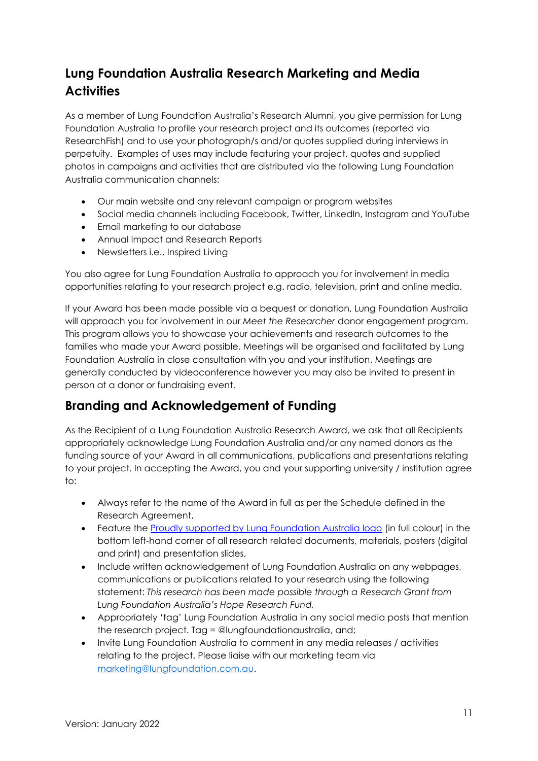## Lung Foundation Australia Research Marketing and Media Activities

As a member of Lung Foundation Australia's Research Alumni, you give permission for Lung Foundation Australia to profile your research project and its outcomes (reported via ResearchFish) and to use your photograph/s and/or quotes supplied during interviews in perpetuity. Examples of uses may include featuring your project, quotes and supplied photos in campaigns and activities that are distributed via the following Lung Foundation Australia communication channels:

- Our main website and any relevant campaign or program websites
- Social media channels including Facebook, Twitter, LinkedIn, Instagram and YouTube
- Email marketing to our database
- Annual Impact and Research Reports
- Newsletters i.e., Inspired Living

You also agree for Lung Foundation Australia to approach you for involvement in media opportunities relating to your research project e.g. radio, television, print and online media.

If your Award has been made possible via a bequest or donation, Lung Foundation Australia will approach you for involvement in our *Meet the Researcher* donor engagement program. This program allows you to showcase your achievements and research outcomes to the families who made your Award possible. Meetings will be organised and facilitated by Lung Foundation Australia in close consultation with you and your institution. Meetings are generally conducted by videoconference however you may also be invited to present in person at a donor or fundraising event.

## Branding and Acknowledgement of Funding

As the Recipient of a Lung Foundation Australia Research Award, we ask that all Recipients appropriately acknowledge Lung Foundation Australia and/or any named donors as the funding source of your Award in all communications, publications and presentations relating to your project. In accepting the Award, you and your supporting university / institution agree to:

- Always refer to the name of the Award in full as per the Schedule defined in the Research Agreement,
- Feature the Proudly supported by Lung Foundation Australia logo (in full colour) in the bottom left-hand corner of all research related documents, materials, posters (digital and print) and presentation slides,
- Include written acknowledgement of Lung Foundation Australia on any webpages, communications or publications related to your research using the following statement: *This research has been made possible through a Research Grant from Lung Foundation Australia's Hope Research Fund,*
- Appropriately 'tag' Lung Foundation Australia in any social media posts that mention the research project. Tag = @lungfoundationaustralia, and;
- Invite Lung Foundation Australia to comment in any media releases / activities relating to the project. Please liaise with our marketing team via marketing@lungfoundation.com.au.

Version: January 2022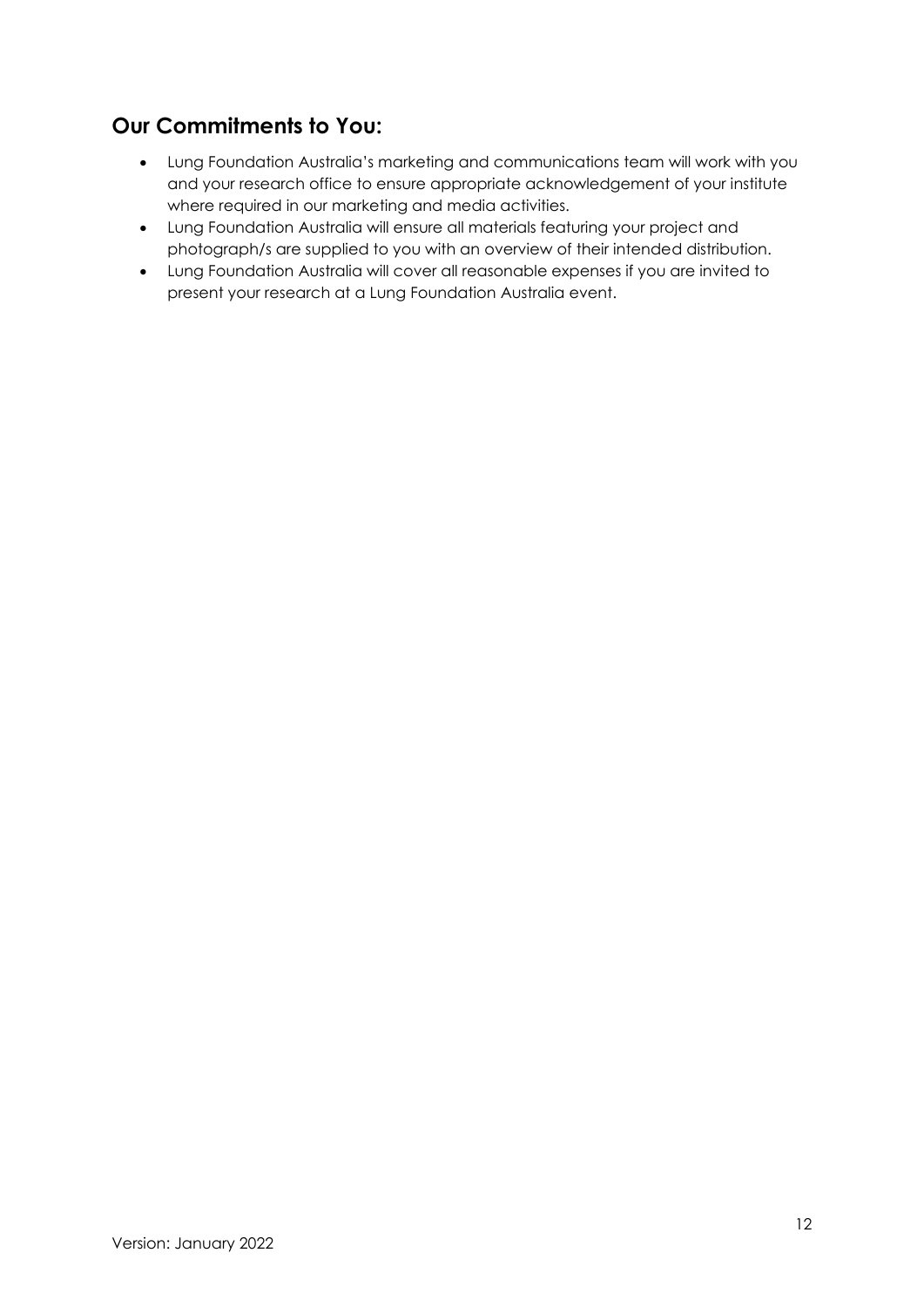## Our Commitments to You:

- Lung Foundation Australia's marketing and communications team will work with you and your research office to ensure appropriate acknowledgement of your institute where required in our marketing and media activities.
- Lung Foundation Australia will ensure all materials featuring your project and photograph/s are supplied to you with an overview of their intended distribution.
- Lung Foundation Australia will cover all reasonable expenses if you are invited to present your research at a Lung Foundation Australia event.